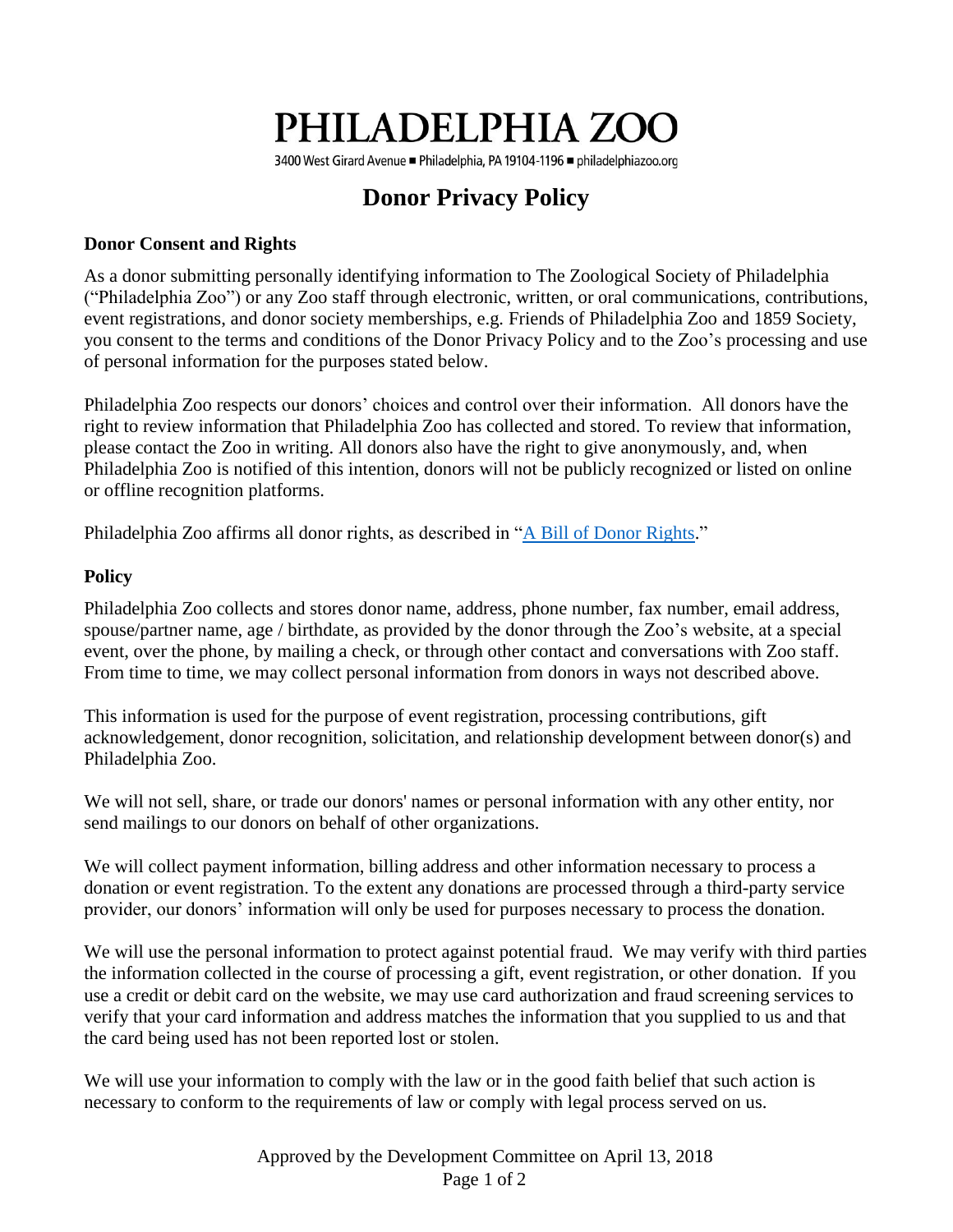# PHILADELPHIA ZOO

3400 West Girard Avenue ■ Philadelphia, PA 19104-1196 ■ philadelphiazoo.org

## Donor Privacy Policy

### Donor Consent and Rights

As a donor submitting personally identifying information to The Zoological Society of Philadelphia ("Philadelphia Zoo") or any Zoo staff through electronic, written, or oral communications, contributions, event registrations, and donor society memberships, e.g. Friends of Philadelphia Zoo and 1859 Society, you consent to the terms and conditions of the Donor Privacy Policy and to the Zoo's processing and use of personal information for the purposes stated below.

Philadelphia Zoo respects our donors' choices and control over their information. All donors have the right to review information that Philadelphia Zoo has collected and stored. To review that information, please contact the Zoo in writing. All donors also have the right to give anonymously, and, when Philadelphia Zoo is notified of this intention, donors will not be publicly recognized or listed on online or offline recognition platforms.

Philadelphia Zoo affirms all donor rights, as described in "A Bill of Donor Rights."

### Policy

Philadelphia Zoo collects and stores donor name, address, phone number, fax number, email address, spouse/partner name, age / birthdate, as provided by the donor through the Zoo's website, at a special event, over the phone, by mailing a check, or through other contact and conversations with Zoo staff. From time to time, we may collect personal information from donors in ways not described above.

This information is used for the purpose of event registration, processing contributions, gift acknowledgement, donor recognition, solicitation, and relationship development between donor(s) and Philadelphia Zoo.

We will not sell, share, or trade our donors' names or personal information with any other entity, nor send mailings to our donors on behalf of other organizations.

We will collect payment information, billing address and other information necessary to process a donation or event registration. To the extent any donations are processed through a third-party service provider, our donors' information will only be used for purposes necessary to process the donation.

We will use the personal information to protect against potential fraud. We may verify with third parties the information collected in the course of processing a gift, event registration, or other donation. If you use a credit or debit card on the website, we may use card authorization and fraud screening services to verify that your card information and address matches the information that you supplied to us and that the card being used has not been reported lost or stolen.

We will use your information to comply with the law or in the good faith belief that such action is necessary to conform to the requirements of law or comply with legal process served on us.

Approved by the Development Committee on April 13, 2018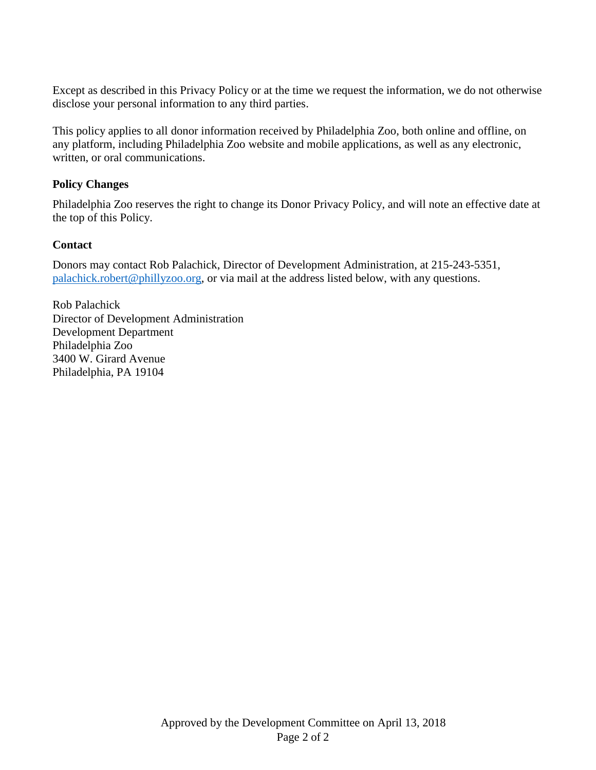Except as described in this Privacy Policy or at the time we request the information, we do not otherwise disclose your personal information to any third parties.

This policy applies to all donor information received by Philadelphia Zoo, both online and offline, on any platform, including Philadelphia Zoo website and mobile applications, as well as any electronic, written, or oral communications.

**Policy Changes**

Philadelphia Zoo reserves the right to change its Donor Privacy Policy, and will note an effective date at the top of this Policy.

**Contact**

Donors may contact Rob Palachick, Director of Development Administration, at 215-243-5351, palachick.robert@phillyzoo.org, or via mail at the address listed below, with any questions.

Rob Palachick
Director of Development Administration
Development Department
Philadelphia Zoo
3400 W. Girard Avenue
Philadelphia, PA 19104

Approved by the Development Committee on April 13, 2018